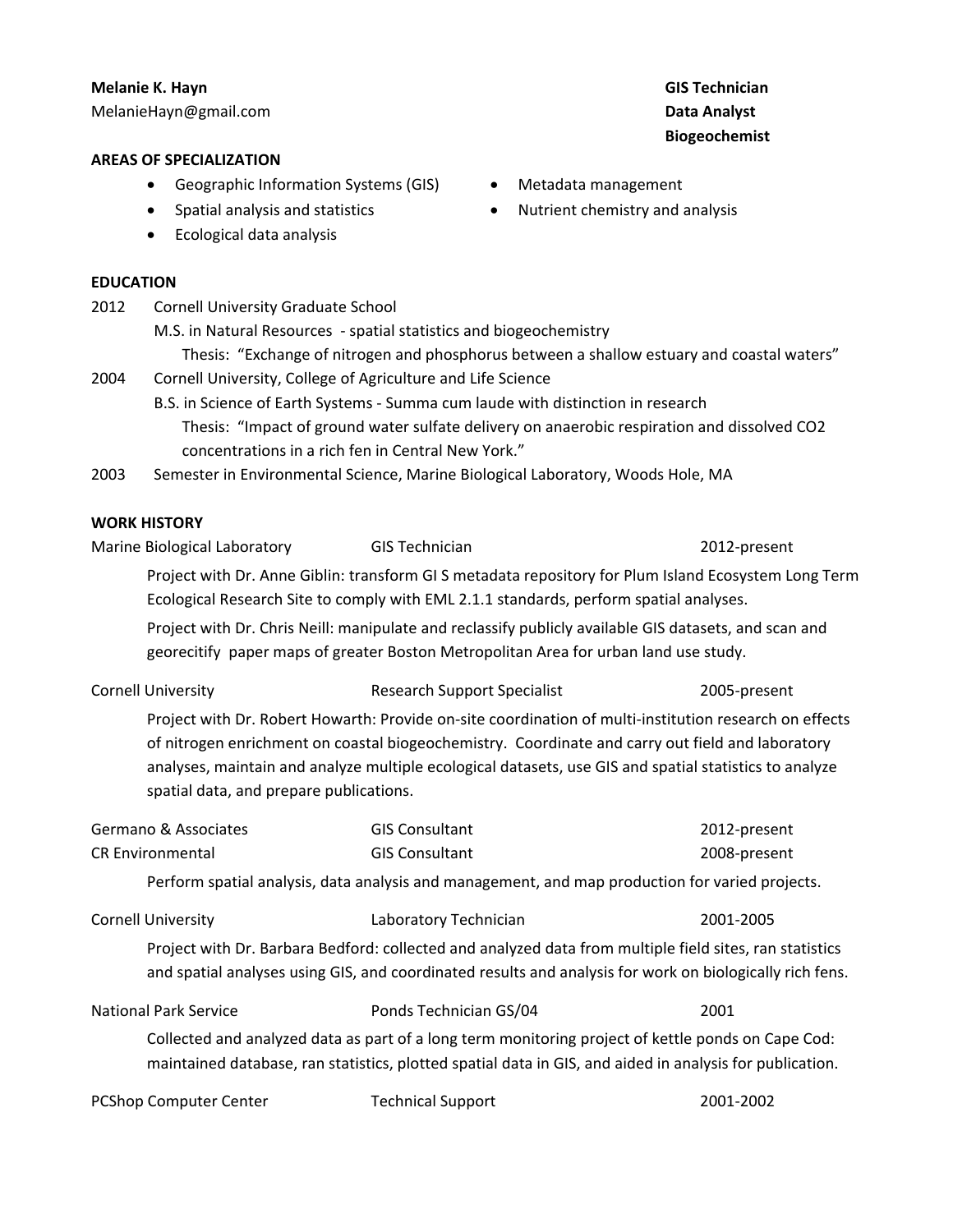**Melanie K. Hayn**
MelanieHayn@gmail.com

**GIS Technician**
**Data Analyst**
**Biogeochemist**

## AREAS OF SPECIALIZATION

- Geographic Information Systems (GIS)
- Spatial analysis and statistics
- Ecological data analysis
- Metadata management
- Nutrient chemistry and analysis

## EDUCATION

2012 Cornell University Graduate School
M.S. in Natural Resources - spatial statistics and biogeochemistry
Thesis: "Exchange of nitrogen and phosphorus between a shallow estuary and coastal waters"

2004 Cornell University, College of Agriculture and Life Science
B.S. in Science of Earth Systems - Summa cum laude with distinction in research
Thesis: "Impact of ground water sulfate delivery on anaerobic respiration and dissolved CO2 concentrations in a rich fen in Central New York."

2003 Semester in Environmental Science, Marine Biological Laboratory, Woods Hole, MA

## WORK HISTORY

**Marine Biological Laboratory** — GIS Technician — 2012-present

Project with Dr. Anne Giblin: transform GI S metadata repository for Plum Island Ecosystem Long Term Ecological Research Site to comply with EML 2.1.1 standards, perform spatial analyses.

Project with Dr. Chris Neill: manipulate and reclassify publicly available GIS datasets, and scan and georecitify paper maps of greater Boston Metropolitan Area for urban land use study.

**Cornell University** — Research Support Specialist — 2005-present

Project with Dr. Robert Howarth: Provide on-site coordination of multi-institution research on effects of nitrogen enrichment on coastal biogeochemistry. Coordinate and carry out field and laboratory analyses, maintain and analyze multiple ecological datasets, use GIS and spatial statistics to analyze spatial data, and prepare publications.

**Germano & Associates** — GIS Consultant — 2012-present
**CR Environmental** — GIS Consultant — 2008-present

Perform spatial analysis, data analysis and management, and map production for varied projects.

**Cornell University** — Laboratory Technician — 2001-2005

Project with Dr. Barbara Bedford: collected and analyzed data from multiple field sites, ran statistics and spatial analyses using GIS, and coordinated results and analysis for work on biologically rich fens.

**National Park Service** — Ponds Technician GS/04 — 2001

Collected and analyzed data as part of a long term monitoring project of kettle ponds on Cape Cod: maintained database, ran statistics, plotted spatial data in GIS, and aided in analysis for publication.

**PCShop Computer Center** — Technical Support — 2001-2002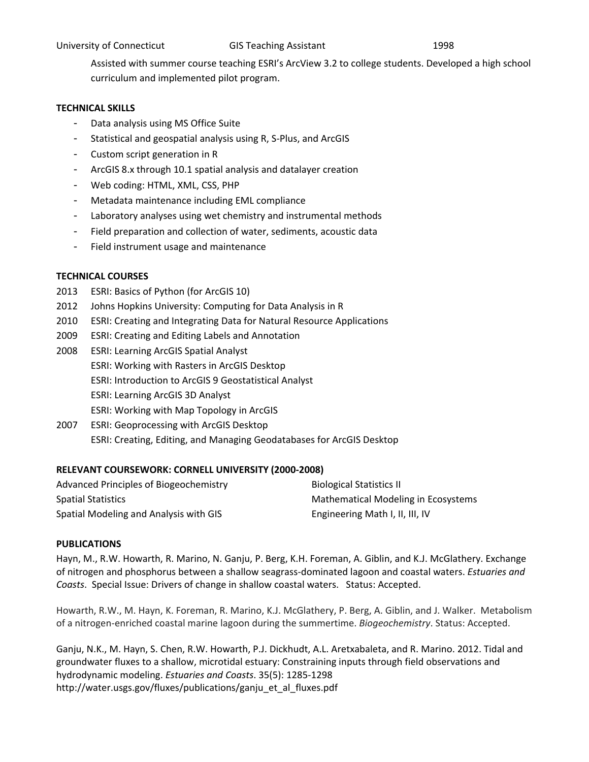University of Connecticut GIS Teaching Assistant 1998

Assisted with summer course teaching ESRI's ArcView 3.2 to college students. Developed a high school curriculum and implemented pilot program.

**TECHNICAL SKILLS**

- Data analysis using MS Office Suite
- Statistical and geospatial analysis using R, S-Plus, and ArcGIS
- Custom script generation in R
- ArcGIS 8.x through 10.1 spatial analysis and datalayer creation
- Web coding: HTML, XML, CSS, PHP
- Metadata maintenance including EML compliance
- Laboratory analyses using wet chemistry and instrumental methods
- Field preparation and collection of water, sediments, acoustic data
- Field instrument usage and maintenance

**TECHNICAL COURSES**

2013 ESRI: Basics of Python (for ArcGIS 10)
2012 Johns Hopkins University: Computing for Data Analysis in R
2010 ESRI: Creating and Integrating Data for Natural Resource Applications
2009 ESRI: Creating and Editing Labels and Annotation
2008 ESRI: Learning ArcGIS Spatial Analyst
ESRI: Working with Rasters in ArcGIS Desktop
ESRI: Introduction to ArcGIS 9 Geostatistical Analyst
ESRI: Learning ArcGIS 3D Analyst
ESRI: Working with Map Topology in ArcGIS
2007 ESRI: Geoprocessing with ArcGIS Desktop
ESRI: Creating, Editing, and Managing Geodatabases for ArcGIS Desktop

**RELEVANT COURSEWORK: CORNELL UNIVERSITY (2000-2008)**

Advanced Principles of Biogeochemistry
Spatial Statistics
Spatial Modeling and Analysis with GIS
Biological Statistics II
Mathematical Modeling in Ecosystems
Engineering Math I, II, III, IV

**PUBLICATIONS**

Hayn, M., R.W. Howarth, R. Marino, N. Ganju, P. Berg, K.H. Foreman, A. Giblin, and K.J. McGlathery. Exchange of nitrogen and phosphorus between a shallow seagrass-dominated lagoon and coastal waters. *Estuaries and Coasts*. Special Issue: Drivers of change in shallow coastal waters. Status: Accepted.

Howarth, R.W., M. Hayn, K. Foreman, R. Marino, K.J. McGlathery, P. Berg, A. Giblin, and J. Walker. Metabolism of a nitrogen-enriched coastal marine lagoon during the summertime. *Biogeochemistry*. Status: Accepted.

Ganju, N.K., M. Hayn, S. Chen, R.W. Howarth, P.J. Dickhudt, A.L. Aretxabaleta, and R. Marino. 2012. Tidal and groundwater fluxes to a shallow, microtidal estuary: Constraining inputs through field observations and hydrodynamic modeling. *Estuaries and Coasts*. 35(5): 1285-1298
http://water.usgs.gov/fluxes/publications/ganju_et_al_fluxes.pdf